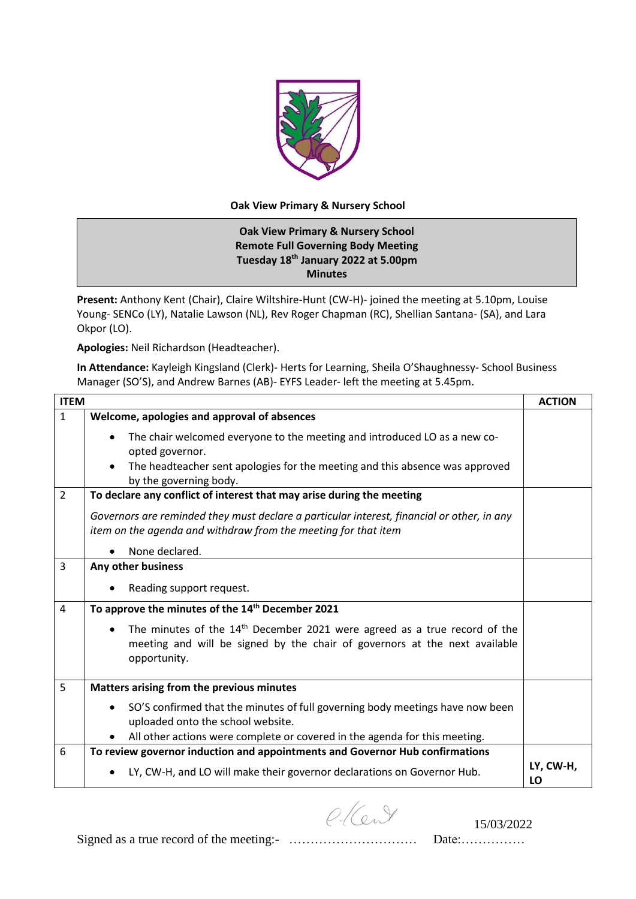**Oak View Primary & Nursery School**

**Oak View Primary & Nursery School**
**Remote Full Governing Body Meeting**
**Tuesday 18th January 2022 at 5.00pm**
**Minutes**

**Present:** Anthony Kent (Chair), Claire Wiltshire-Hunt (CW-H)- joined the meeting at 5.10pm, Louise Young- SENCo (LY), Natalie Lawson (NL), Rev Roger Chapman (RC), Shellian Santana- (SA), and Lara Okpor (LO).

**Apologies:** Neil Richardson (Headteacher).

**In Attendance:** Kayleigh Kingsland (Clerk)- Herts for Learning, Sheila O'Shaughnessy- School Business Manager (SO'S), and Andrew Barnes (AB)- EYFS Leader- left the meeting at 5.45pm.

| ITEM | | ACTION |
|---|---|---|
| 1 | **Welcome, apologies and approval of absences**<br>• The chair welcomed everyone to the meeting and introduced LO as a new co-opted governor.<br>• The headteacher sent apologies for the meeting and this absence was approved by the governing body. | |
| 2 | **To declare any conflict of interest that may arise during the meeting**<br>*Governors are reminded they must declare a particular interest, financial or other, in any item on the agenda and withdraw from the meeting for that item*<br>• None declared. | |
| 3 | **Any other business**<br>• Reading support request. | |
| 4 | **To approve the minutes of the 14th December 2021**<br>• The minutes of the 14th December 2021 were agreed as a true record of the meeting and will be signed by the chair of governors at the next available opportunity. | |
| 5 | **Matters arising from the previous minutes**<br>• SO'S confirmed that the minutes of full governing body meetings have now been uploaded onto the school website.<br>• All other actions were complete or covered in the agenda for this meeting. | |
| 6 | **To review governor induction and appointments and Governor Hub confirmations**<br>• LY, CW-H, and LO will make their governor declarations on Governor Hub. | **LY, CW-H, LO** |

Signed as a true record of the meeting:- ………………………… Date: 15/03/2022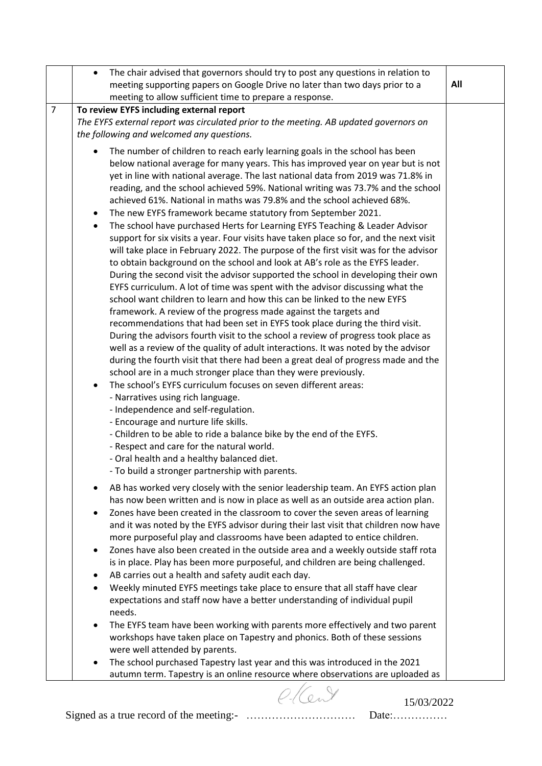| | | |
|---|---|---|
| | • The chair advised that governors should try to post any questions in relation to meeting supporting papers on Google Drive no later than two days prior to a meeting to allow sufficient time to prepare a response. | **All** |
| 7 | **To review EYFS including external report**<br>*The EYFS external report was circulated prior to the meeting. AB updated governors on the following and welcomed any questions.*<br>• The number of children to reach early learning goals in the school has been below national average for many years. This has improved year on year but is not yet in line with national average. The last national data from 2019 was 71.8% in reading, and the school achieved 59%. National writing was 73.7% and the school achieved 61%. National in maths was 79.8% and the school achieved 68%.<br>• The new EYFS framework became statutory from September 2021.<br>• The school have purchased Herts for Learning EYFS Teaching & Leader Advisor support for six visits a year. Four visits have taken place so for, and the next visit will take place in February 2022. The purpose of the first visit was for the advisor to obtain background on the school and look at AB's role as the EYFS leader. During the second visit the advisor supported the school in developing their own EYFS curriculum. A lot of time was spent with the advisor discussing what the school want children to learn and how this can be linked to the new EYFS framework. A review of the progress made against the targets and recommendations that had been set in EYFS took place during the third visit. During the advisors fourth visit to the school a review of progress took place as well as a review of the quality of adult interactions. It was noted by the advisor during the fourth visit that there had been a great deal of progress made and the school are in a much stronger place than they were previously.<br>• The school's EYFS curriculum focuses on seven different areas:<br>- Narratives using rich language.<br>- Independence and self-regulation.<br>- Encourage and nurture life skills.<br>- Children to be able to ride a balance bike by the end of the EYFS.<br>- Respect and care for the natural world.<br>- Oral health and a healthy balanced diet.<br>- To build a stronger partnership with parents.<br>• AB has worked very closely with the senior leadership team. An EYFS action plan has now been written and is now in place as well as an outside area action plan.<br>• Zones have been created in the classroom to cover the seven areas of learning and it was noted by the EYFS advisor during their last visit that children now have more purposeful play and classrooms have been adapted to entice children.<br>• Zones have also been created in the outside area and a weekly outside staff rota is in place. Play has been more purposeful, and children are being challenged.<br>• AB carries out a health and safety audit each day.<br>• Weekly minuted EYFS meetings take place to ensure that all staff have clear expectations and staff now have a better understanding of individual pupil needs.<br>• The EYFS team have been working with parents more effectively and two parent workshops have taken place on Tapestry and phonics. Both of these sessions were well attended by parents.<br>• The school purchased Tapestry last year and this was introduced in the 2021 autumn term. Tapestry is an online resource where observations are uploaded as | |

Signed as a true record of the meeting:- ………………………… Date: 15/03/2022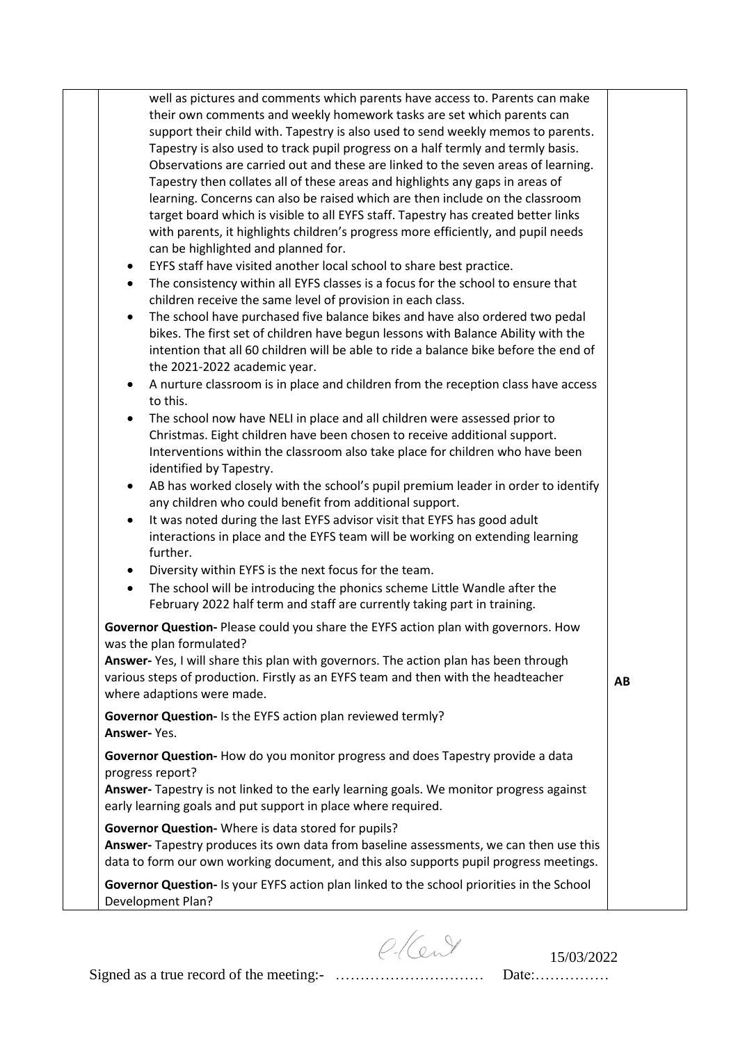| | | |
|---|---|---|
| | well as pictures and comments which parents have access to. Parents can make their own comments and weekly homework tasks are set which parents can support their child with. Tapestry is also used to send weekly memos to parents. Tapestry is also used to track pupil progress on a half termly and termly basis. Observations are carried out and these are linked to the seven areas of learning. Tapestry then collates all of these areas and highlights any gaps in areas of learning. Concerns can also be raised which are then include on the classroom target board which is visible to all EYFS staff. Tapestry has created better links with parents, it highlights children's progress more efficiently, and pupil needs can be highlighted and planned for.<br>• EYFS staff have visited another local school to share best practice.<br>• The consistency within all EYFS classes is a focus for the school to ensure that children receive the same level of provision in each class.<br>• The school have purchased five balance bikes and have also ordered two pedal bikes. The first set of children have begun lessons with Balance Ability with the intention that all 60 children will be able to ride a balance bike before the end of the 2021-2022 academic year.<br>• A nurture classroom is in place and children from the reception class have access to this.<br>• The school now have NELI in place and all children were assessed prior to Christmas. Eight children have been chosen to receive additional support. Interventions within the classroom also take place for children who have been identified by Tapestry.<br>• AB has worked closely with the school's pupil premium leader in order to identify any children who could benefit from additional support.<br>• It was noted during the last EYFS advisor visit that EYFS has good adult interactions in place and the EYFS team will be working on extending learning further.<br>• Diversity within EYFS is the next focus for the team.<br>• The school will be introducing the phonics scheme Little Wandle after the February 2022 half term and staff are currently taking part in training.<br><br>**Governor Question-** Please could you share the EYFS action plan with governors. How was the plan formulated?<br>**Answer-** Yes, I will share this plan with governors. The action plan has been through various steps of production. Firstly as an EYFS team and then with the headteacher where adaptions were made.<br><br>**Governor Question-** Is the EYFS action plan reviewed termly?<br>**Answer-** Yes.<br><br>**Governor Question-** How do you monitor progress and does Tapestry provide a data progress report?<br>**Answer-** Tapestry is not linked to the early learning goals. We monitor progress against early learning goals and put support in place where required.<br><br>**Governor Question-** Where is data stored for pupils?<br>**Answer-** Tapestry produces its own data from baseline assessments, we can then use this data to form our own working document, and this also supports pupil progress meetings.<br><br>**Governor Question-** Is your EYFS action plan linked to the school priorities in the School Development Plan? | **AB** |

Signed as a true record of the meeting:- ………………………… Date: 15/03/2022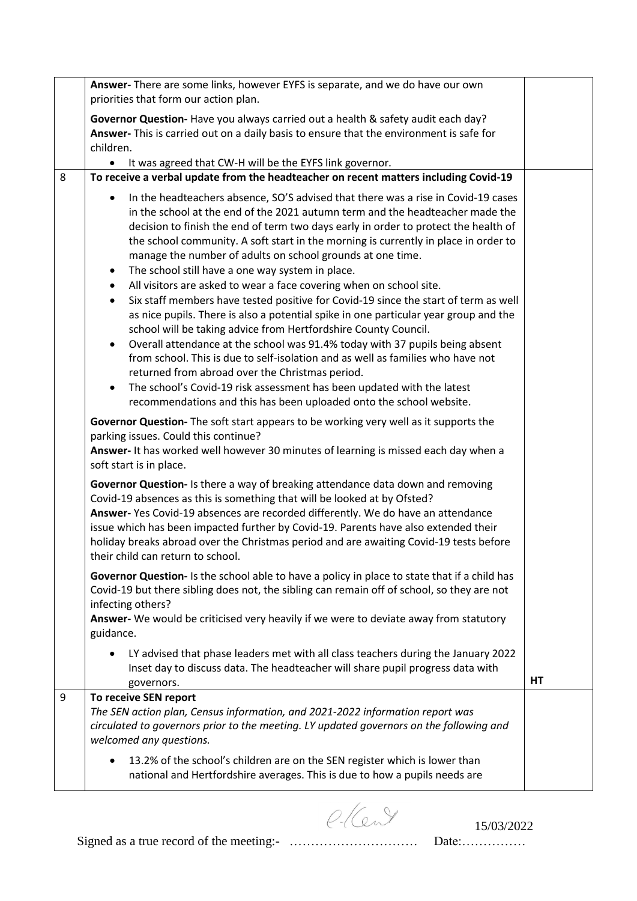| | | |
|---|---|---|
| | **Answer-** There are some links, however EYFS is separate, and we do have our own priorities that form our action plan.<br><br>**Governor Question-** Have you always carried out a health & safety audit each day?<br>**Answer-** This is carried out on a daily basis to ensure that the environment is safe for children.<br><br>- It was agreed that CW-H will be the EYFS link governor. | |
| 8 | **To receive a verbal update from the headteacher on recent matters including Covid-19**<br><br>- In the headteachers absence, SO'S advised that there was a rise in Covid-19 cases in the school at the end of the 2021 autumn term and the headteacher made the decision to finish the end of term two days early in order to protect the health of the school community. A soft start in the morning is currently in place in order to manage the number of adults on school grounds at one time.<br>- The school still have a one way system in place.<br>- All visitors are asked to wear a face covering when on school site.<br>- Six staff members have tested positive for Covid-19 since the start of term as well as nice pupils. There is also a potential spike in one particular year group and the school will be taking advice from Hertfordshire County Council.<br>- Overall attendance at the school was 91.4% today with 37 pupils being absent from school. This is due to self-isolation and as well as families who have not returned from abroad over the Christmas period.<br>- The school's Covid-19 risk assessment has been updated with the latest recommendations and this has been uploaded onto the school website.<br><br>**Governor Question-** The soft start appears to be working very well as it supports the parking issues. Could this continue?<br>**Answer-** It has worked well however 30 minutes of learning is missed each day when a soft start is in place.<br><br>**Governor Question-** Is there a way of breaking attendance data down and removing Covid-19 absences as this is something that will be looked at by Ofsted?<br>**Answer-** Yes Covid-19 absences are recorded differently. We do have an attendance issue which has been impacted further by Covid-19. Parents have also extended their holiday breaks abroad over the Christmas period and are awaiting Covid-19 tests before their child can return to school.<br><br>**Governor Question-** Is the school able to have a policy in place to state that if a child has Covid-19 but there sibling does not, the sibling can remain off of school, so they are not infecting others?<br>**Answer-** We would be criticised very heavily if we were to deviate away from statutory guidance.<br><br>- LY advised that phase leaders met with all class teachers during the January 2022 Inset day to discuss data. The headteacher will share pupil progress data with governors. | **HT** |
| 9 | **To receive SEN report**<br>*The SEN action plan, Census information, and 2021-2022 information report was circulated to governors prior to the meeting. LY updated governors on the following and welcomed any questions.*<br><br>- 13.2% of the school's children are on the SEN register which is lower than national and Hertfordshire averages. This is due to how a pupils needs are | |

Signed as a true record of the meeting:- ………………………… Date: 15/03/2022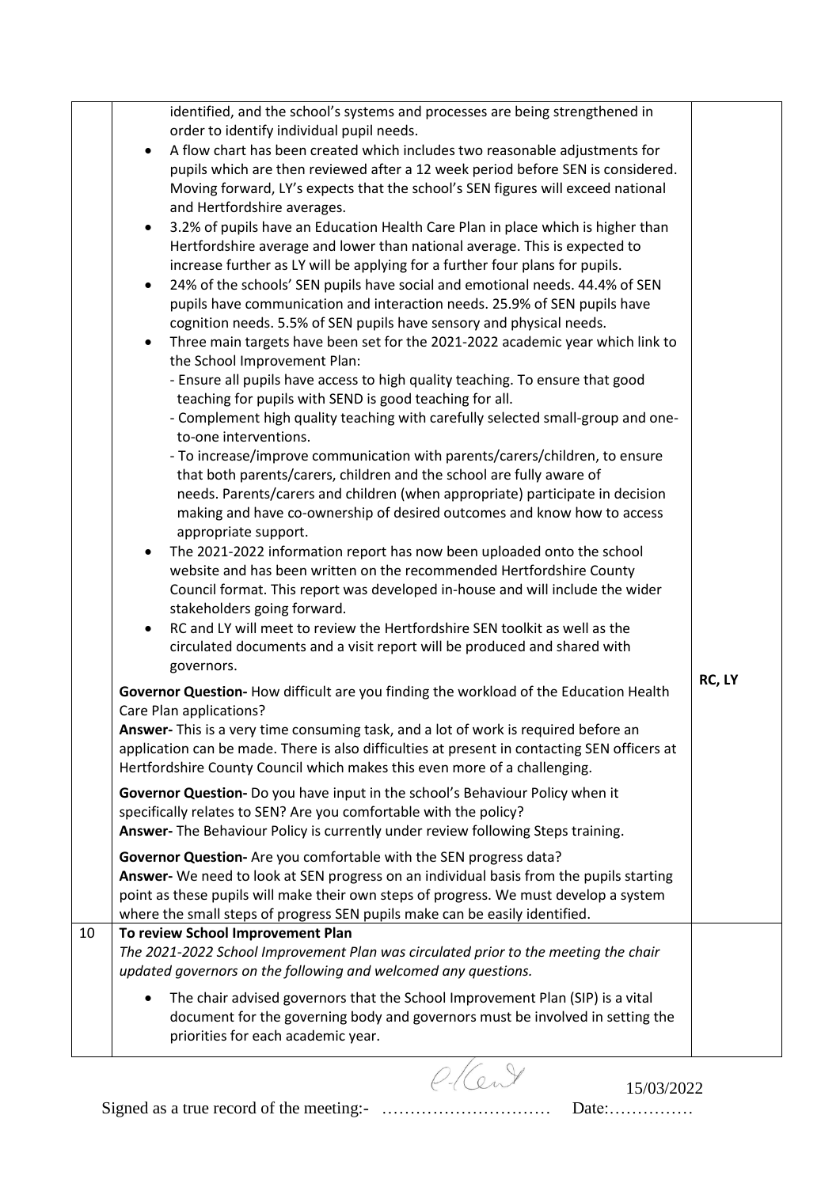| | | |
|---|---|---|
| | identified, and the school's systems and processes are being strengthened in order to identify individual pupil needs.<br>• A flow chart has been created which includes two reasonable adjustments for pupils which are then reviewed after a 12 week period before SEN is considered. Moving forward, LY's expects that the school's SEN figures will exceed national and Hertfordshire averages.<br>• 3.2% of pupils have an Education Health Care Plan in place which is higher than Hertfordshire average and lower than national average. This is expected to increase further as LY will be applying for a further four plans for pupils.<br>• 24% of the schools' SEN pupils have social and emotional needs. 44.4% of SEN pupils have communication and interaction needs. 25.9% of SEN pupils have cognition needs. 5.5% of SEN pupils have sensory and physical needs.<br>• Three main targets have been set for the 2021-2022 academic year which link to the School Improvement Plan:<br>- Ensure all pupils have access to high quality teaching. To ensure that good teaching for pupils with SEND is good teaching for all.<br>- Complement high quality teaching with carefully selected small-group and one-to-one interventions.<br>- To increase/improve communication with parents/carers/children, to ensure that both parents/carers, children and the school are fully aware of needs. Parents/carers and children (when appropriate) participate in decision making and have co-ownership of desired outcomes and know how to access appropriate support.<br>• The 2021-2022 information report has now been uploaded onto the school website and has been written on the recommended Hertfordshire County Council format. This report was developed in-house and will include the wider stakeholders going forward.<br>• RC and LY will meet to review the Hertfordshire SEN toolkit as well as the circulated documents and a visit report will be produced and shared with governors.<br><br>**Governor Question-** How difficult are you finding the workload of the Education Health Care Plan applications?<br>**Answer-** This is a very time consuming task, and a lot of work is required before an application can be made. There is also difficulties at present in contacting SEN officers at Hertfordshire County Council which makes this even more of a challenging.<br><br>**Governor Question-** Do you have input in the school's Behaviour Policy when it specifically relates to SEN? Are you comfortable with the policy?<br>**Answer-** The Behaviour Policy is currently under review following Steps training.<br><br>**Governor Question-** Are you comfortable with the SEN progress data?<br>**Answer-** We need to look at SEN progress on an individual basis from the pupils starting point as these pupils will make their own steps of progress. We must develop a system where the small steps of progress SEN pupils make can be easily identified. | RC, LY |
| 10 | **To review School Improvement Plan**<br>*The 2021-2022 School Improvement Plan was circulated prior to the meeting the chair updated governors on the following and welcomed any questions.*<br><br>• The chair advised governors that the School Improvement Plan (SIP) is a vital document for the governing body and governors must be involved in setting the priorities for each academic year. | |

Signed as a true record of the meeting:- ………………………… Date: 15/03/2022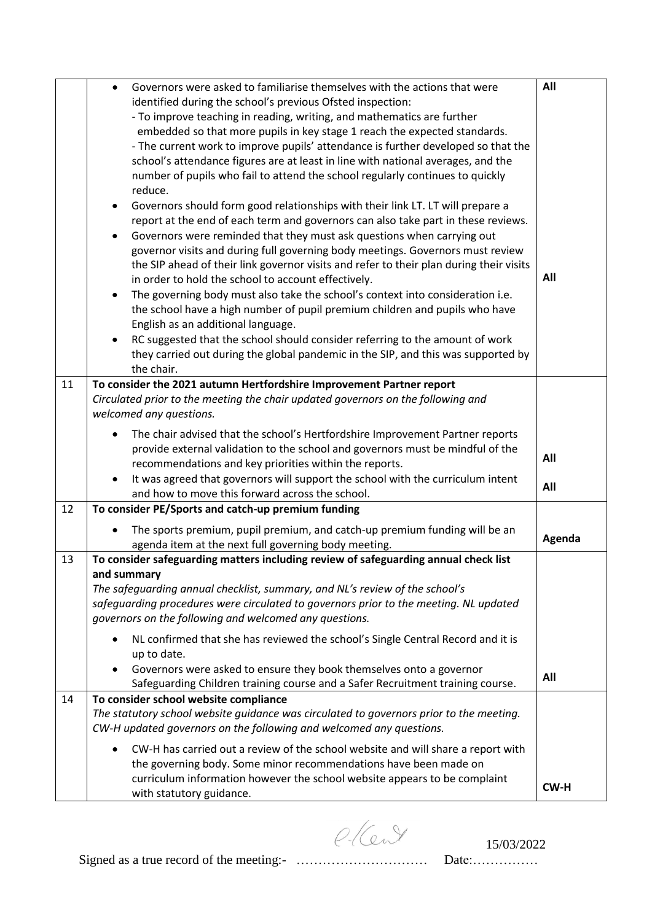| | | |
|---|---|---|
| | • Governors were asked to familiarise themselves with the actions that were identified during the school's previous Ofsted inspection:<br>- To improve teaching in reading, writing, and mathematics are further embedded so that more pupils in key stage 1 reach the expected standards.<br>- The current work to improve pupils' attendance is further developed so that the school's attendance figures are at least in line with national averages, and the number of pupils who fail to attend the school regularly continues to quickly reduce.<br>• Governors should form good relationships with their link LT. LT will prepare a report at the end of each term and governors can also take part in these reviews.<br>• Governors were reminded that they must ask questions when carrying out governor visits and during full governing body meetings. Governors must review the SIP ahead of their link governor visits and refer to their plan during their visits in order to hold the school to account effectively.<br>• The governing body must also take the school's context into consideration i.e. the school have a high number of pupil premium children and pupils who have English as an additional language.<br>• RC suggested that the school should consider referring to the amount of work they carried out during the global pandemic in the SIP, and this was supported by the chair. | **All**<br><br>**All** |
| 11 | **To consider the 2021 autumn Hertfordshire Improvement Partner report**<br>*Circulated prior to the meeting the chair updated governors on the following and welcomed any questions.*<br>• The chair advised that the school's Hertfordshire Improvement Partner reports provide external validation to the school and governors must be mindful of the recommendations and key priorities within the reports.<br>• It was agreed that governors will support the school with the curriculum intent and how to move this forward across the school. | **All**<br><br>**All** |
| 12 | **To consider PE/Sports and catch-up premium funding**<br>• The sports premium, pupil premium, and catch-up premium funding will be an agenda item at the next full governing body meeting. | **Agenda** |
| 13 | **To consider safeguarding matters including review of safeguarding annual check list and summary**<br>*The safeguarding annual checklist, summary, and NL's review of the school's safeguarding procedures were circulated to governors prior to the meeting. NL updated governors on the following and welcomed any questions.*<br>• NL confirmed that she has reviewed the school's Single Central Record and it is up to date.<br>• Governors were asked to ensure they book themselves onto a governor Safeguarding Children training course and a Safer Recruitment training course. | **All** |
| 14 | **To consider school website compliance**<br>*The statutory school website guidance was circulated to governors prior to the meeting. CW-H updated governors on the following and welcomed any questions.*<br>• CW-H has carried out a review of the school website and will share a report with the governing body. Some minor recommendations have been made on curriculum information however the school website appears to be complaint with statutory guidance. | **CW-H** |

Signed as a true record of the meeting:- ………………………… Date: 15/03/2022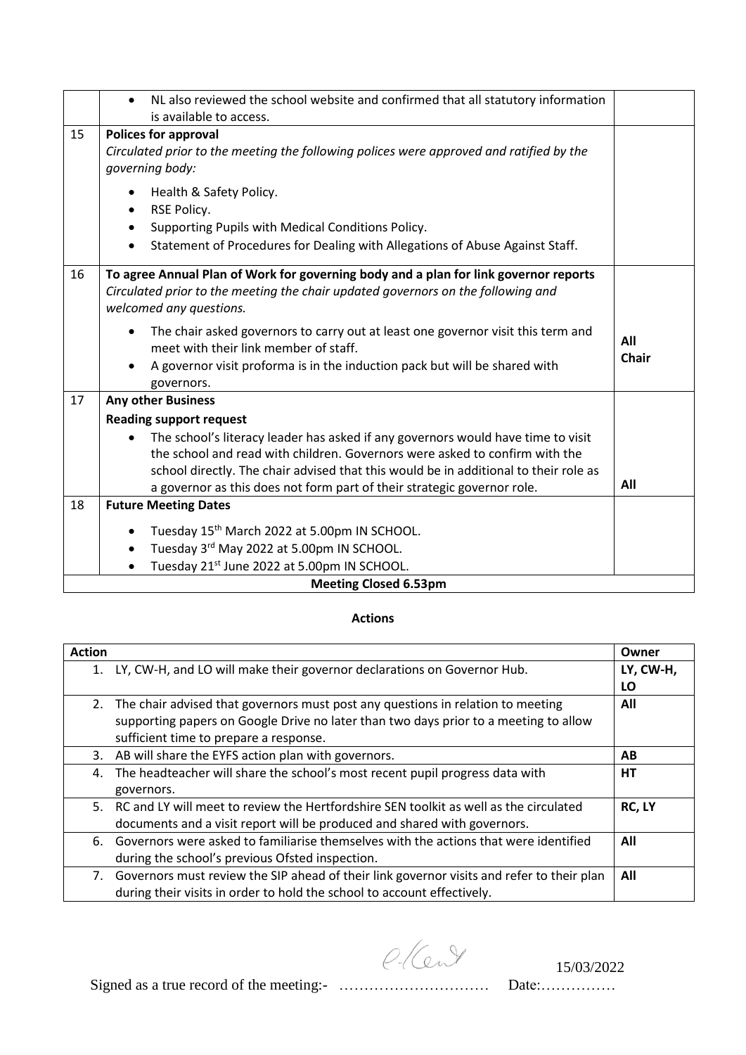| | | |
|---|---|---|
| | • NL also reviewed the school website and confirmed that all statutory information is available to access. | |
| 15 | **Polices for approval**<br>*Circulated prior to the meeting the following polices were approved and ratified by the governing body:*<br>• Health & Safety Policy.<br>• RSE Policy.<br>• Supporting Pupils with Medical Conditions Policy.<br>• Statement of Procedures for Dealing with Allegations of Abuse Against Staff. | |
| 16 | **To agree Annual Plan of Work for governing body and a plan for link governor reports**<br>*Circulated prior to the meeting the chair updated governors on the following and welcomed any questions.*<br>• The chair asked governors to carry out at least one governor visit this term and meet with their link member of staff.<br>• A governor visit proforma is in the induction pack but will be shared with governors. | **All**<br>**Chair** |
| 17 | **Any other Business**<br>**Reading support request**<br>• The school's literacy leader has asked if any governors would have time to visit the school and read with children. Governors were asked to confirm with the school directly. The chair advised that this would be in additional to their role as a governor as this does not form part of their strategic governor role. | **All** |
| 18 | **Future Meeting Dates**<br>• Tuesday 15th March 2022 at 5.00pm IN SCHOOL.<br>• Tuesday 3rd May 2022 at 5.00pm IN SCHOOL.<br>• Tuesday 21st June 2022 at 5.00pm IN SCHOOL. | |
| | **Meeting Closed 6.53pm** | |

**Actions**

| Action | Owner |
|---|---|
| 1. LY, CW-H, and LO will make their governor declarations on Governor Hub. | **LY, CW-H, LO** |
| 2. The chair advised that governors must post any questions in relation to meeting supporting papers on Google Drive no later than two days prior to a meeting to allow sufficient time to prepare a response. | **All** |
| 3. AB will share the EYFS action plan with governors. | **AB** |
| 4. The headteacher will share the school's most recent pupil progress data with governors. | **HT** |
| 5. RC and LY will meet to review the Hertfordshire SEN toolkit as well as the circulated documents and a visit report will be produced and shared with governors. | **RC, LY** |
| 6. Governors were asked to familiarise themselves with the actions that were identified during the school's previous Ofsted inspection. | **All** |
| 7. Governors must review the SIP ahead of their link governor visits and refer to their plan during their visits in order to hold the school to account effectively. | **All** |

Signed as a true record of the meeting:- ………………………… Date: 15/03/2022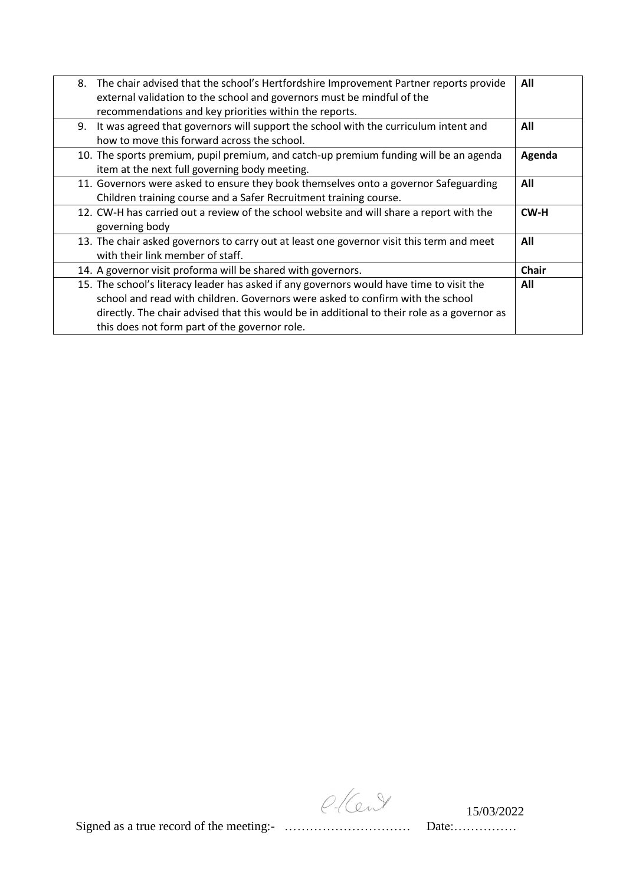| | |
|---|---|
| 8. The chair advised that the school's Hertfordshire Improvement Partner reports provide external validation to the school and governors must be mindful of the recommendations and key priorities within the reports. | **All** |
| 9. It was agreed that governors will support the school with the curriculum intent and how to move this forward across the school. | **All** |
| 10. The sports premium, pupil premium, and catch-up premium funding will be an agenda item at the next full governing body meeting. | **Agenda** |
| 11. Governors were asked to ensure they book themselves onto a governor Safeguarding Children training course and a Safer Recruitment training course. | **All** |
| 12. CW-H has carried out a review of the school website and will share a report with the governing body | **CW-H** |
| 13. The chair asked governors to carry out at least one governor visit this term and meet with their link member of staff. | **All** |
| 14. A governor visit proforma will be shared with governors. | **Chair** |
| 15. The school's literacy leader has asked if any governors would have time to visit the school and read with children. Governors were asked to confirm with the school directly. The chair advised that this would be in additional to their role as a governor as this does not form part of the governor role. | **All** |

Signed as a true record of the meeting:- ………………………… Date: 15/03/2022